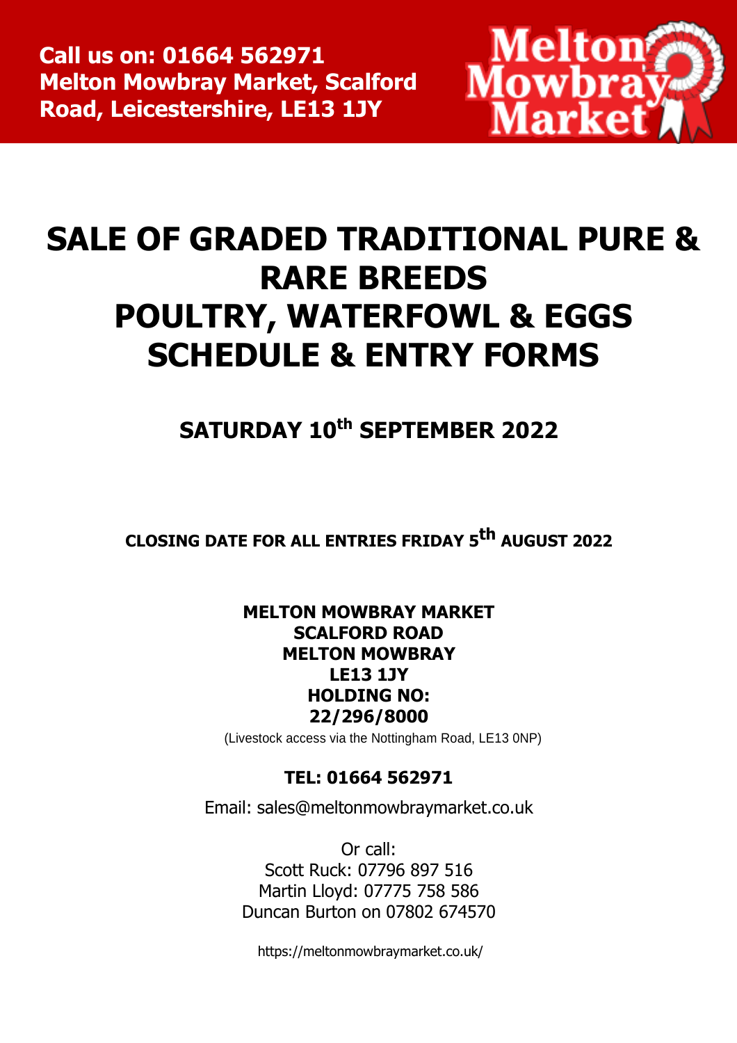**Call us on: 01664 562971**
**Melton Mowbray Market, Scalford Road, Leicestershire, LE13 1JY**

Melton Mowbray Market

# SALE OF GRADED TRADITIONAL PURE & RARE BREEDS POULTRY, WATERFOWL & EGGS SCHEDULE & ENTRY FORMS

## SATURDAY 10th SEPTEMBER 2022

**CLOSING DATE FOR ALL ENTRIES FRIDAY 5th AUGUST 2022**

**MELTON MOWBRAY MARKET**
**SCALFORD ROAD**
**MELTON MOWBRAY**
**LE13 1JY**
**HOLDING NO: 22/296/8000**

(Livestock access via the Nottingham Road, LE13 0NP)

**TEL: 01664 562971**

Email: sales@meltonmowbraymarket.co.uk

Or call:
Scott Ruck: 07796 897 516
Martin Lloyd: 07775 758 586
Duncan Burton on 07802 674570

https://meltonmowbraymarket.co.uk/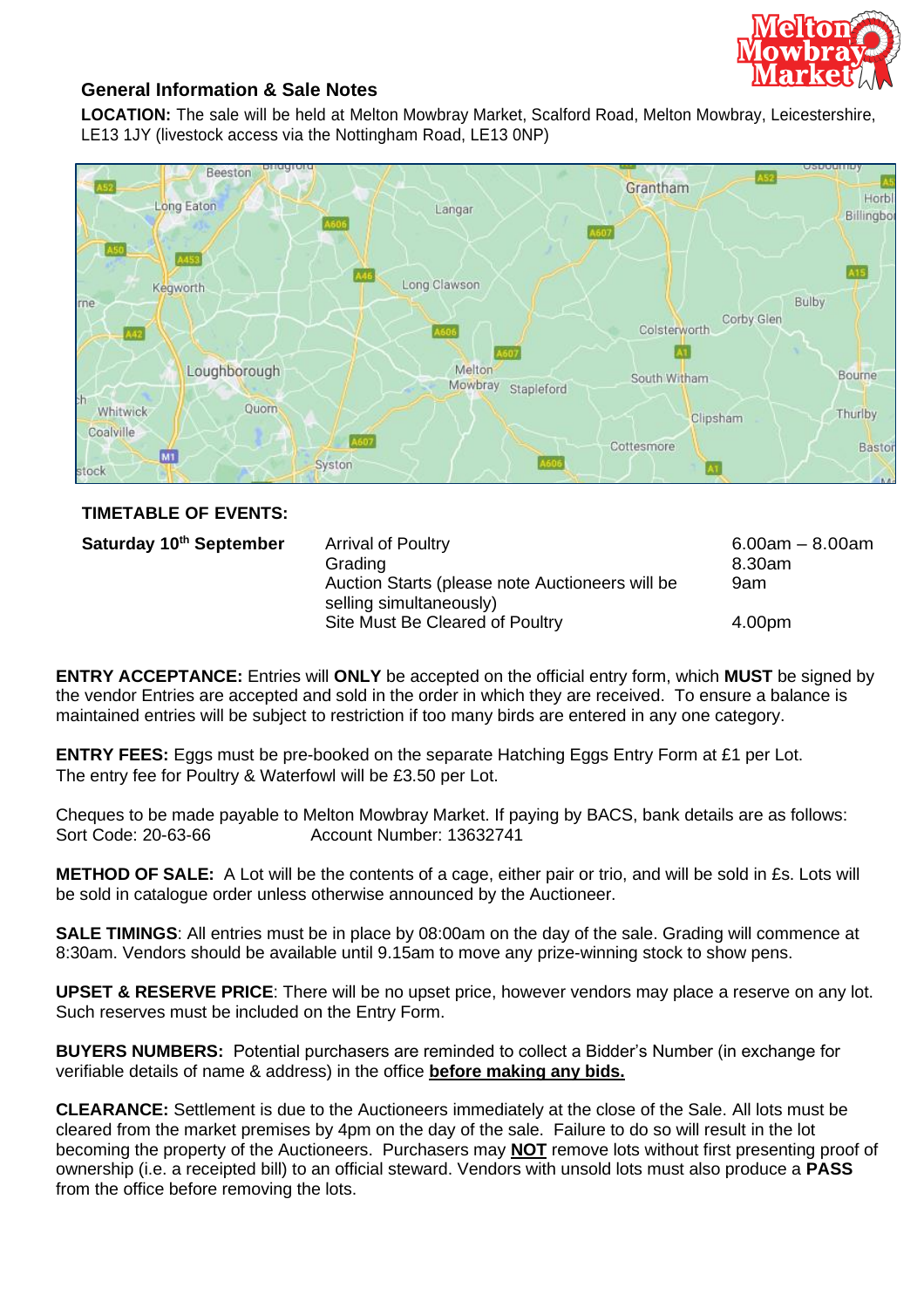## General Information & Sale Notes

**LOCATION:** The sale will be held at Melton Mowbray Market, Scalford Road, Melton Mowbray, Leicestershire, LE13 1JY (livestock access via the Nottingham Road, LE13 0NP)

**TIMETABLE OF EVENTS:**

| | | |
|---|---|---|
| **Saturday 10th September** | Arrival of Poultry | 6.00am – 8.00am |
| | Grading | 8.30am |
| | Auction Starts (please note Auctioneers will be selling simultaneously) | 9am |
| | Site Must Be Cleared of Poultry | 4.00pm |

**ENTRY ACCEPTANCE:** Entries will **ONLY** be accepted on the official entry form, which **MUST** be signed by the vendor Entries are accepted and sold in the order in which they are received. To ensure a balance is maintained entries will be subject to restriction if too many birds are entered in any one category.

**ENTRY FEES:** Eggs must be pre-booked on the separate Hatching Eggs Entry Form at £1 per Lot. The entry fee for Poultry & Waterfowl will be £3.50 per Lot.

Cheques to be made payable to Melton Mowbray Market. If paying by BACS, bank details are as follows:
Sort Code: 20-63-66 Account Number: 13632741

**METHOD OF SALE:** A Lot will be the contents of a cage, either pair or trio, and will be sold in £s. Lots will be sold in catalogue order unless otherwise announced by the Auctioneer.

**SALE TIMINGS**: All entries must be in place by 08:00am on the day of the sale. Grading will commence at 8:30am. Vendors should be available until 9.15am to move any prize-winning stock to show pens.

**UPSET & RESERVE PRICE**: There will be no upset price, however vendors may place a reserve on any lot. Such reserves must be included on the Entry Form.

**BUYERS NUMBERS:** Potential purchasers are reminded to collect a Bidder's Number (in exchange for verifiable details of name & address) in the office **before making any bids.**

**CLEARANCE:** Settlement is due to the Auctioneers immediately at the close of the Sale. All lots must be cleared from the market premises by 4pm on the day of the sale. Failure to do so will result in the lot becoming the property of the Auctioneers. Purchasers may **NOT** remove lots without first presenting proof of ownership (i.e. a receipted bill) to an official steward. Vendors with unsold lots must also produce a **PASS** from the office before removing the lots.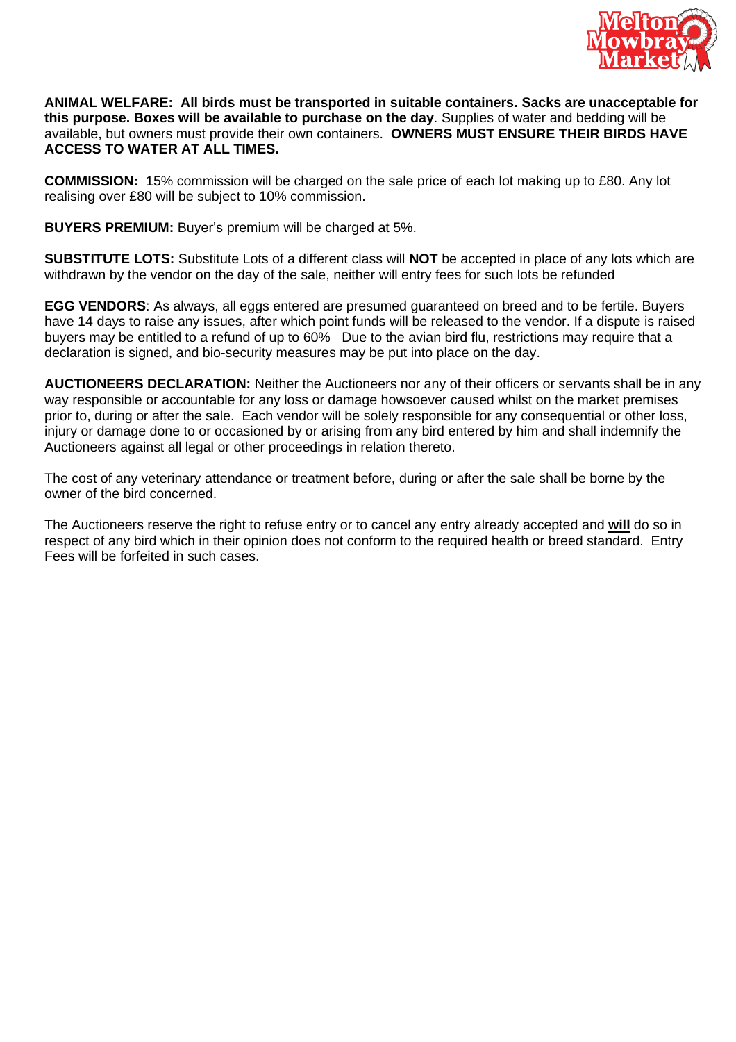**ANIMAL WELFARE: All birds must be transported in suitable containers. Sacks are unacceptable for this purpose. Boxes will be available to purchase on the day**. Supplies of water and bedding will be available, but owners must provide their own containers. **OWNERS MUST ENSURE THEIR BIRDS HAVE ACCESS TO WATER AT ALL TIMES.**

**COMMISSION:** 15% commission will be charged on the sale price of each lot making up to £80. Any lot realising over £80 will be subject to 10% commission.

**BUYERS PREMIUM:** Buyer's premium will be charged at 5%.

**SUBSTITUTE LOTS:** Substitute Lots of a different class will **NOT** be accepted in place of any lots which are withdrawn by the vendor on the day of the sale, neither will entry fees for such lots be refunded

**EGG VENDORS**: As always, all eggs entered are presumed guaranteed on breed and to be fertile. Buyers have 14 days to raise any issues, after which point funds will be released to the vendor. If a dispute is raised buyers may be entitled to a refund of up to 60% Due to the avian bird flu, restrictions may require that a declaration is signed, and bio-security measures may be put into place on the day.

**AUCTIONEERS DECLARATION:** Neither the Auctioneers nor any of their officers or servants shall be in any way responsible or accountable for any loss or damage howsoever caused whilst on the market premises prior to, during or after the sale. Each vendor will be solely responsible for any consequential or other loss, injury or damage done to or occasioned by or arising from any bird entered by him and shall indemnify the Auctioneers against all legal or other proceedings in relation thereto.

The cost of any veterinary attendance or treatment before, during or after the sale shall be borne by the owner of the bird concerned.

The Auctioneers reserve the right to refuse entry or to cancel any entry already accepted and **will** do so in respect of any bird which in their opinion does not conform to the required health or breed standard. Entry Fees will be forfeited in such cases.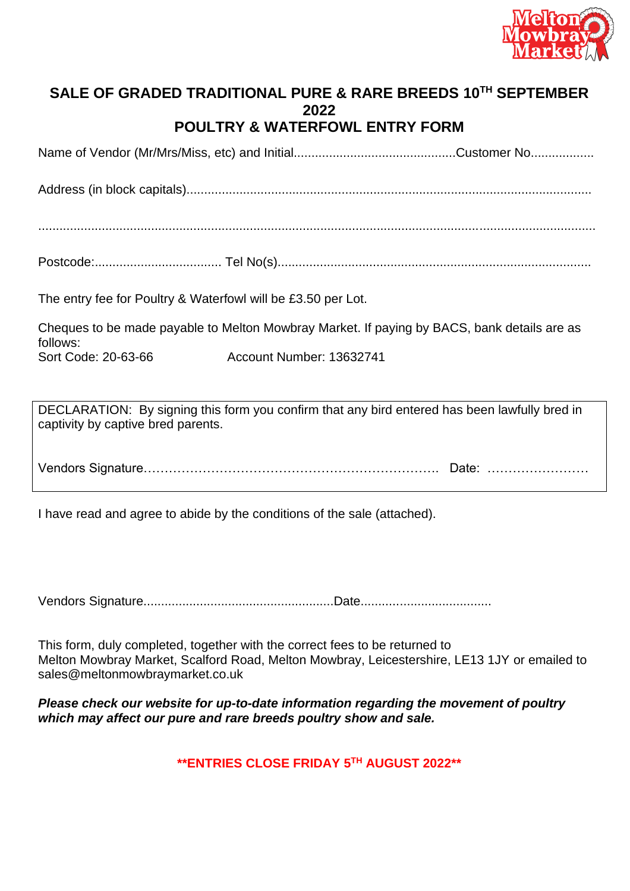## SALE OF GRADED TRADITIONAL PURE & RARE BREEDS 10TH SEPTEMBER 2022

## POULTRY & WATERFOWL ENTRY FORM

Name of Vendor (Mr/Mrs/Miss, etc) and Initial..............................................Customer No..................

Address (in block capitals)..................................................................................................................

.............................................................................................................................................................

Postcode:.................................... Tel No(s).........................................................................................

The entry fee for Poultry & Waterfowl will be £3.50 per Lot.

Cheques to be made payable to Melton Mowbray Market. If paying by BACS, bank details are as follows:
Sort Code: 20-63-66 Account Number: 13632741

DECLARATION: By signing this form you confirm that any bird entered has been lawfully bred in captivity by captive bred parents.

Vendors Signature………………………………………………………….. Date: ……………………

I have read and agree to abide by the conditions of the sale (attached).

Vendors Signature.....................................................Date....................................

This form, duly completed, together with the correct fees to be returned to
Melton Mowbray Market, Scalford Road, Melton Mowbray, Leicestershire, LE13 1JY or emailed to sales@meltonmowbraymarket.co.uk

***Please check our website for up-to-date information regarding the movement of poultry which may affect our pure and rare breeds poultry show and sale.***

****ENTRIES CLOSE FRIDAY 5TH AUGUST 2022****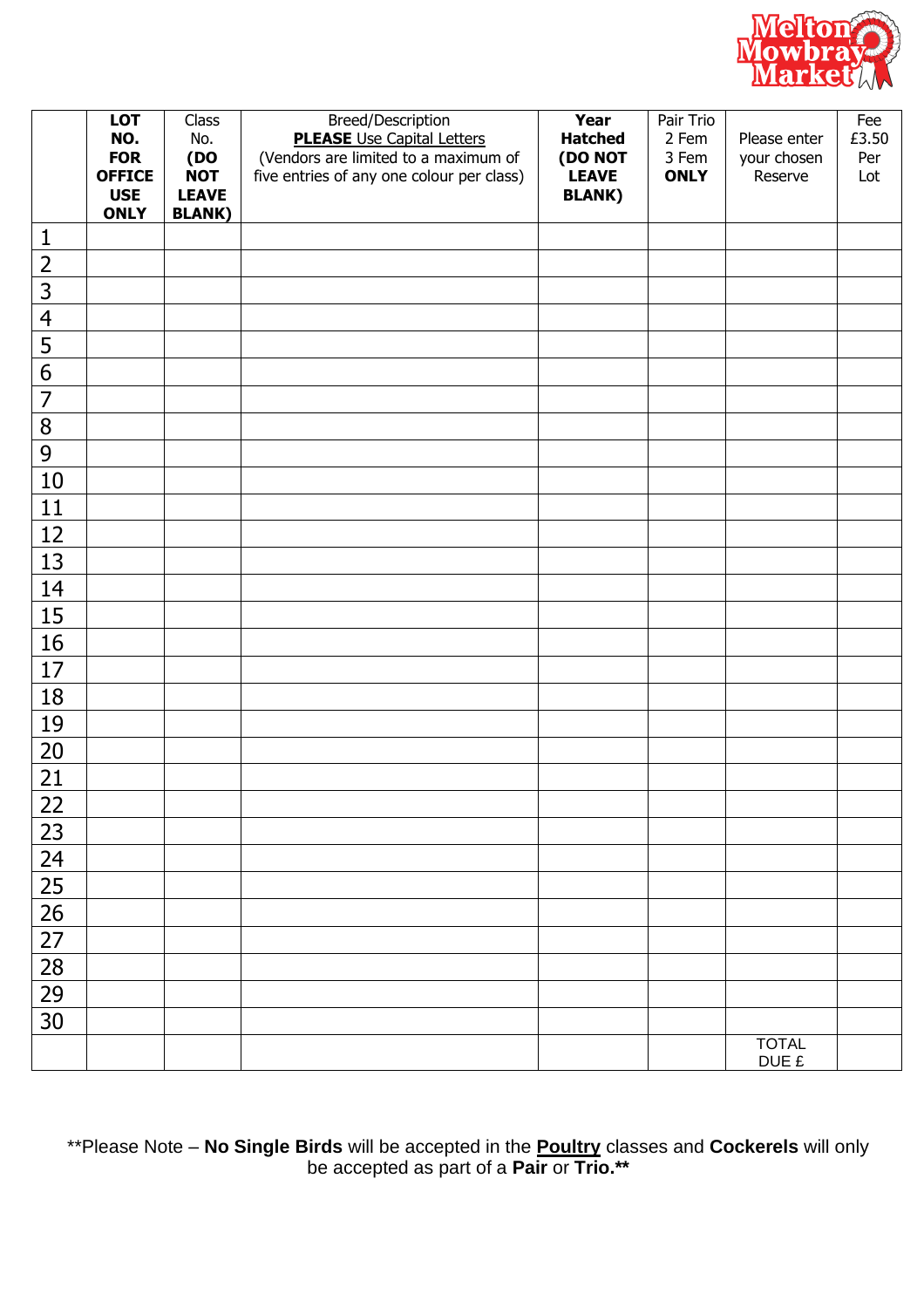Melton Mowbray Market

| | **LOT NO. FOR OFFICE USE ONLY** | Class No. **(DO NOT LEAVE BLANK)** | Breed/Description **PLEASE** Use Capital Letters (Vendors are limited to a maximum of five entries of any one colour per class) | **Year Hatched (DO NOT LEAVE BLANK)** | Pair Trio 2 Fem 3 Fem **ONLY** | Please enter your chosen Reserve | Fee £3.50 Per Lot |
|---|---|---|---|---|---|---|---|
| 1 | | | | | | | |
| 2 | | | | | | | |
| 3 | | | | | | | |
| 4 | | | | | | | |
| 5 | | | | | | | |
| 6 | | | | | | | |
| 7 | | | | | | | |
| 8 | | | | | | | |
| 9 | | | | | | | |
| 10 | | | | | | | |
| 11 | | | | | | | |
| 12 | | | | | | | |
| 13 | | | | | | | |
| 14 | | | | | | | |
| 15 | | | | | | | |
| 16 | | | | | | | |
| 17 | | | | | | | |
| 18 | | | | | | | |
| 19 | | | | | | | |
| 20 | | | | | | | |
| 21 | | | | | | | |
| 22 | | | | | | | |
| 23 | | | | | | | |
| 24 | | | | | | | |
| 25 | | | | | | | |
| 26 | | | | | | | |
| 27 | | | | | | | |
| 28 | | | | | | | |
| 29 | | | | | | | |
| 30 | | | | | | | |
| | | | | | | TOTAL DUE £ | |

**Please Note – **No Single Birds** will be accepted in the **Poultry** classes and **Cockerels** will only be accepted as part of a **Pair** or **Trio.****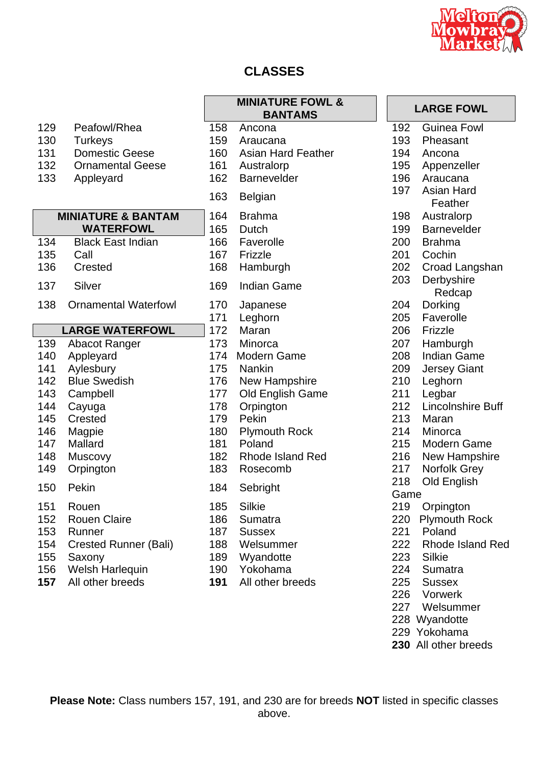# CLASSES

| | |
|---|---|
| 129 | Peafowl/Rhea |
| 130 | Turkeys |
| 131 | Domestic Geese |
| 132 | Ornamental Geese |
| 133 | Appleyard |

| MINIATURE & BANTAM WATERFOWL | |
|---|---|
| 134 | Black East Indian |
| 135 | Call |
| 136 | Crested |
| 137 | Silver |
| 138 | Ornamental Waterfowl |

| LARGE WATERFOWL | |
|---|---|
| 139 | Abacot Ranger |
| 140 | Appleyard |
| 141 | Aylesbury |
| 142 | Blue Swedish |
| 143 | Campbell |
| 144 | Cayuga |
| 145 | Crested |
| 146 | Magpie |
| 147 | Mallard |
| 148 | Muscovy |
| 149 | Orpington |
| 150 | Pekin |
| 151 | Rouen |
| 152 | Rouen Claire |
| 153 | Runner |
| 154 | Crested Runner (Bali) |
| 155 | Saxony |
| 156 | Welsh Harlequin |
| **157** | All other breeds |

| MINIATURE FOWL & BANTAMS | |
|---|---|
| 158 | Ancona |
| 159 | Araucana |
| 160 | Asian Hard Feather |
| 161 | Australorp |
| 162 | Barnevelder |
| 163 | Belgian |
| 164 | Brahma |
| 165 | Dutch |
| 166 | Faverolle |
| 167 | Frizzle |
| 168 | Hamburgh |
| 169 | Indian Game |
| 170 | Japanese |
| 171 | Leghorn |
| 172 | Maran |
| 173 | Minorca |
| 174 | Modern Game |
| 175 | Nankin |
| 176 | New Hampshire |
| 177 | Old English Game |
| 178 | Orpington |
| 179 | Pekin |
| 180 | Plymouth Rock |
| 181 | Poland |
| 182 | Rhode Island Red |
| 183 | Rosecomb |
| 184 | Sebright |
| 185 | Silkie |
| 186 | Sumatra |
| 187 | Sussex |
| 188 | Welsummer |
| 189 | Wyandotte |
| 190 | Yokohama |
| **191** | All other breeds |

| LARGE FOWL | |
|---|---|
| 192 | Guinea Fowl |
| 193 | Pheasant |
| 194 | Ancona |
| 195 | Appenzeller |
| 196 | Araucana |
| 197 | Asian Hard Feather |
| 198 | Australorp |
| 199 | Barnevelder |
| 200 | Brahma |
| 201 | Cochin |
| 202 | Croad Langshan |
| 203 | Derbyshire Redcap |
| 204 | Dorking |
| 205 | Faverolle |
| 206 | Frizzle |
| 207 | Hamburgh |
| 208 | Indian Game |
| 209 | Jersey Giant |
| 210 | Leghorn |
| 211 | Legbar |
| 212 | Lincolnshire Buff |
| 213 | Maran |
| 214 | Minorca |
| 215 | Modern Game |
| 216 | New Hampshire |
| 217 | Norfolk Grey |
| 218 | Old English Game |
| 219 | Orpington |
| 220 | Plymouth Rock |
| 221 | Poland |
| 222 | Rhode Island Red |
| 223 | Silkie |
| 224 | Sumatra |
| 225 | Sussex |
| 226 | Vorwerk |
| 227 | Welsummer |
| 228 | Wyandotte |
| 229 | Yokohama |
| **230** | All other breeds |

**Please Note:** Class numbers 157, 191, and 230 are for breeds **NOT** listed in specific classes above.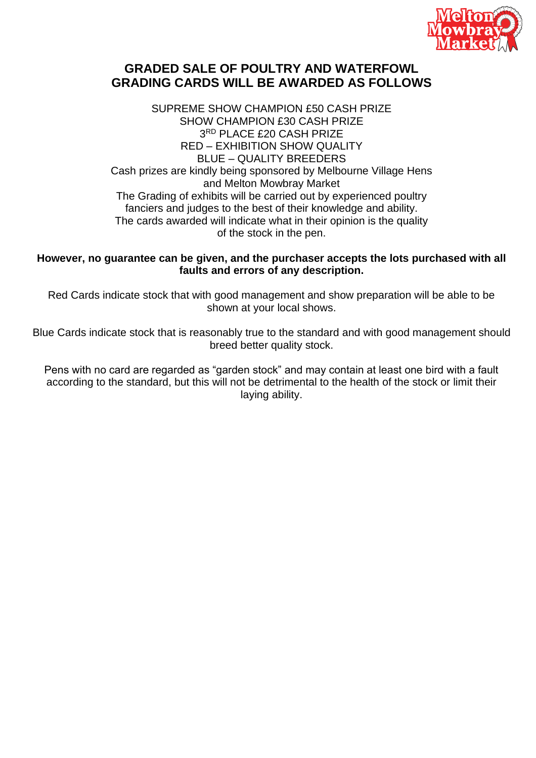# GRADED SALE OF POULTRY AND WATERFOWL
# GRADING CARDS WILL BE AWARDED AS FOLLOWS

SUPREME SHOW CHAMPION £50 CASH PRIZE
SHOW CHAMPION £30 CASH PRIZE
3RD PLACE £20 CASH PRIZE
RED – EXHIBITION SHOW QUALITY
BLUE – QUALITY BREEDERS
Cash prizes are kindly being sponsored by Melbourne Village Hens and Melton Mowbray Market
The Grading of exhibits will be carried out by experienced poultry fanciers and judges to the best of their knowledge and ability.
The cards awarded will indicate what in their opinion is the quality of the stock in the pen.

**However, no guarantee can be given, and the purchaser accepts the lots purchased with all faults and errors of any description.**

Red Cards indicate stock that with good management and show preparation will be able to be shown at your local shows.

Blue Cards indicate stock that is reasonably true to the standard and with good management should breed better quality stock.

Pens with no card are regarded as "garden stock" and may contain at least one bird with a fault according to the standard, but this will not be detrimental to the health of the stock or limit their laying ability.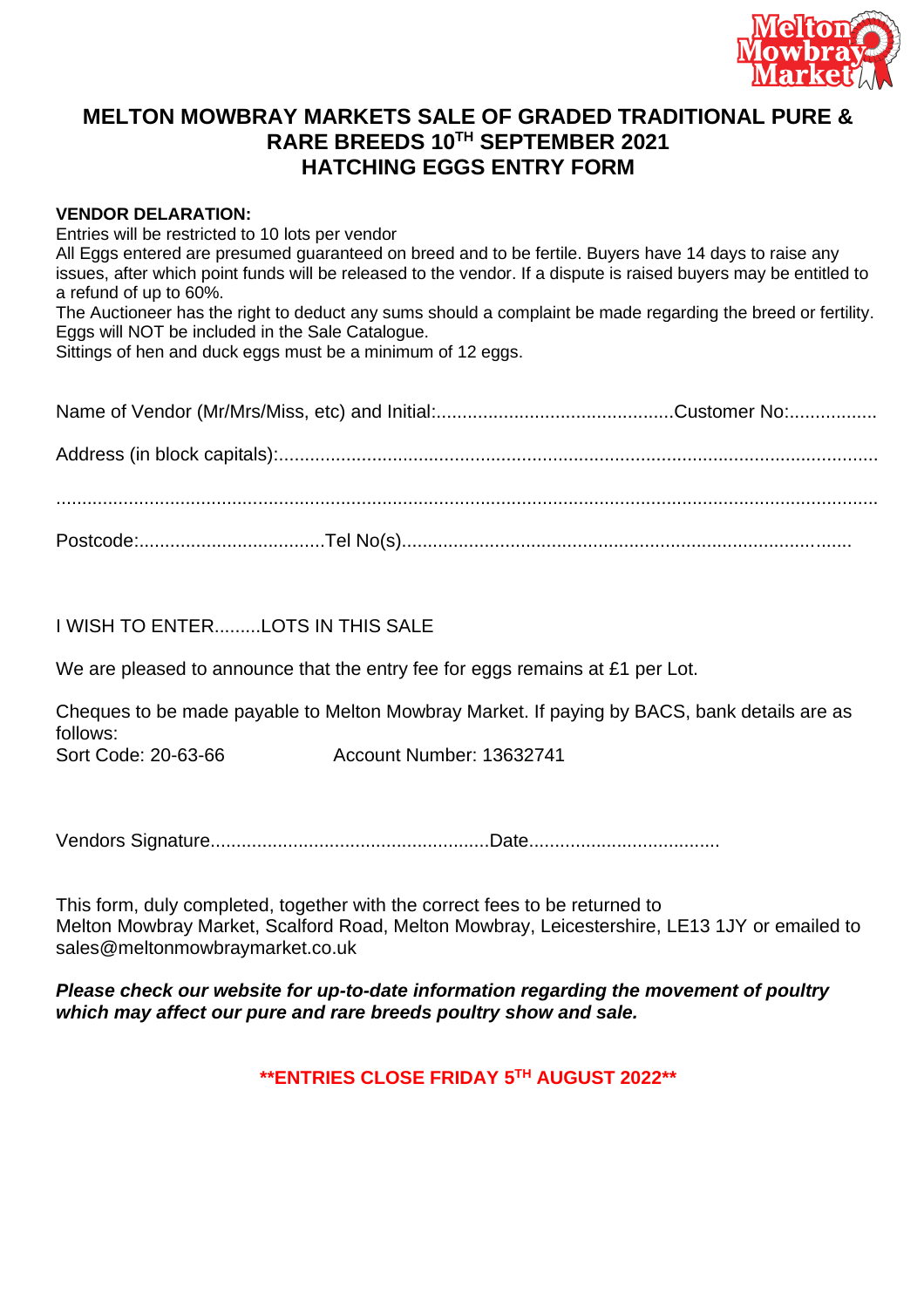# MELTON MOWBRAY MARKETS SALE OF GRADED TRADITIONAL PURE & RARE BREEDS 10TH SEPTEMBER 2021
# HATCHING EGGS ENTRY FORM

**VENDOR DELARATION:**

Entries will be restricted to 10 lots per vendor

All Eggs entered are presumed guaranteed on breed and to be fertile. Buyers have 14 days to raise any issues, after which point funds will be released to the vendor. If a dispute is raised buyers may be entitled to a refund of up to 60%.

The Auctioneer has the right to deduct any sums should a complaint be made regarding the breed or fertility.

Eggs will NOT be included in the Sale Catalogue.

Sittings of hen and duck eggs must be a minimum of 12 eggs.

Name of Vendor (Mr/Mrs/Miss, etc) and Initial:..............................................Customer No:.................

Address (in block capitals):....................................................................................................................

....................................................................................................................................................................

Postcode:....................................Tel No(s)......................................................................................

I WISH TO ENTER.........LOTS IN THIS SALE

We are pleased to announce that the entry fee for eggs remains at £1 per Lot.

Cheques to be made payable to Melton Mowbray Market. If paying by BACS, bank details are as follows:

Sort Code: 20-63-66 Account Number: 13632741

Vendors Signature......................................................Date....................................

This form, duly completed, together with the correct fees to be returned to
Melton Mowbray Market, Scalford Road, Melton Mowbray, Leicestershire, LE13 1JY or emailed to sales@meltonmowbraymarket.co.uk

***Please check our website for up-to-date information regarding the movement of poultry which may affect our pure and rare breeds poultry show and sale.***

**\*\*ENTRIES CLOSE FRIDAY 5TH AUGUST 2022\*\***